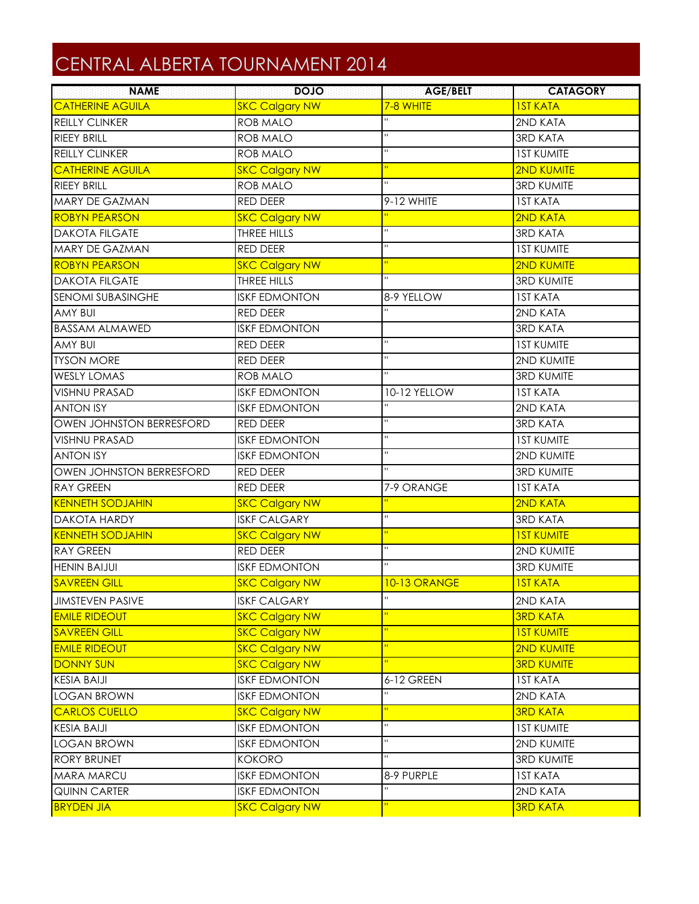# CENTRAL ALBERTA TOURNAMENT 2014

| NAME | DOJO | AGE/BELT | CATAGORY |
|---|---|---|---|
| CATHERINE AGUILA | SKC Calgary NW | 7-8 WHITE | 1ST KATA |
| REILLY CLINKER | ROB MALO | " | 2ND KATA |
| RIEEY BRILL | ROB MALO | " | 3RD KATA |
| REILLY CLINKER | ROB MALO | " | 1ST KUMITE |
| CATHERINE AGUILA | SKC Calgary NW | " | 2ND KUMITE |
| RIEEY BRILL | ROB MALO | " | 3RD KUMITE |
| MARY DE GAZMAN | RED DEER | 9-12 WHITE | 1ST KATA |
| ROBYN PEARSON | SKC Calgary NW | " | 2ND KATA |
| DAKOTA FILGATE | THREE HILLS | " | 3RD KATA |
| MARY DE GAZMAN | RED DEER | " | 1ST KUMITE |
| ROBYN PEARSON | SKC Calgary NW | " | 2ND KUMITE |
| DAKOTA FILGATE | THREE HILLS | " | 3RD KUMITE |
| SENOMI SUBASINGHE | ISKF EDMONTON | 8-9 YELLOW | 1ST KATA |
| AMY BUI | RED DEER | " | 2ND KATA |
| BASSAM ALMAWED | ISKF EDMONTON | | 3RD KATA |
| AMY BUI | RED DEER | " | 1ST KUMITE |
| TYSON MORE | RED DEER | " | 2ND KUMITE |
| WESLY LOMAS | ROB MALO | " | 3RD KUMITE |
| VISHNU PRASAD | ISKF EDMONTON | 10-12 YELLOW | 1ST KATA |
| ANTON ISY | ISKF EDMONTON | " | 2ND KATA |
| OWEN JOHNSTON BERRESFORD | RED DEER | " | 3RD KATA |
| VISHNU PRASAD | ISKF EDMONTON | " | 1ST KUMITE |
| ANTON ISY | ISKF EDMONTON | " | 2ND KUMITE |
| OWEN JOHNSTON BERRESFORD | RED DEER | " | 3RD KUMITE |
| RAY GREEN | RED DEER | 7-9 ORANGE | 1ST KATA |
| KENNETH SODJAHIN | SKC Calgary NW | " | 2ND KATA |
| DAKOTA HARDY | ISKF CALGARY | " | 3RD KATA |
| KENNETH SODJAHIN | SKC Calgary NW | " | 1ST KUMITE |
| RAY GREEN | RED DEER | " | 2ND KUMITE |
| HENIN BAIJUI | ISKF EDMONTON | " | 3RD KUMITE |
| SAVREEN GILL | SKC Calgary NW | 10-13 ORANGE | 1ST KATA |
| JIMSTEVEN PASIVE | ISKF CALGARY | " | 2ND KATA |
| EMILE RIDEOUT | SKC Calgary NW | " | 3RD KATA |
| SAVREEN GILL | SKC Calgary NW | " | 1ST KUMITE |
| EMILE RIDEOUT | SKC Calgary NW | " | 2ND KUMITE |
| DONNY SUN | SKC Calgary NW | " | 3RD KUMITE |
| KESIA BAIJI | ISKF EDMONTON | 6-12 GREEN | 1ST KATA |
| LOGAN BROWN | ISKF EDMONTON | " | 2ND KATA |
| CARLOS CUELLO | SKC Calgary NW | " | 3RD KATA |
| KESIA BAIJI | ISKF EDMONTON | " | 1ST KUMITE |
| LOGAN BROWN | ISKF EDMONTON | " | 2ND KUMITE |
| RORY BRUNET | KOKORO | " | 3RD KUMITE |
| MARA MARCU | ISKF EDMONTON | 8-9 PURPLE | 1ST KATA |
| QUINN CARTER | ISKF EDMONTON | " | 2ND KATA |
| BRYDEN JIA | SKC Calgary NW | " | 3RD KATA |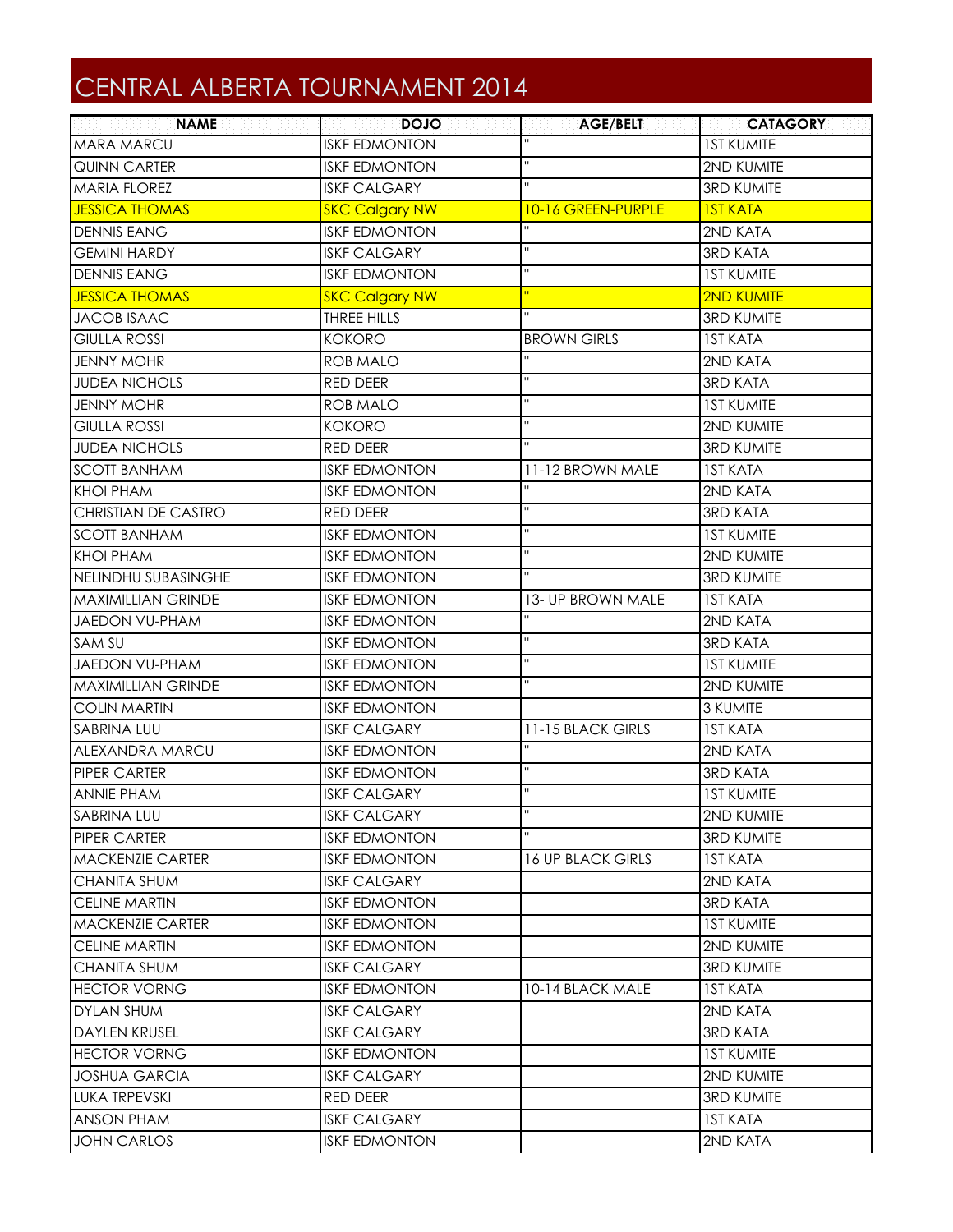# CENTRAL ALBERTA TOURNAMENT 2014

| NAME | DOJO | AGE/BELT | CATAGORY |
|---|---|---|---|
| MARA MARCU | ISKF EDMONTON | " | 1ST KUMITE |
| QUINN CARTER | ISKF EDMONTON | " | 2ND KUMITE |
| MARIA FLOREZ | ISKF CALGARY | " | 3RD KUMITE |
| JESSICA THOMAS | SKC Calgary NW | 10-16 GREEN-PURPLE | 1ST KATA |
| DENNIS EANG | ISKF EDMONTON | " | 2ND KATA |
| GEMINI HARDY | ISKF CALGARY | " | 3RD KATA |
| DENNIS EANG | ISKF EDMONTON | " | 1ST KUMITE |
| JESSICA THOMAS | SKC Calgary NW | " | 2ND KUMITE |
| JACOB ISAAC | THREE HILLS | " | 3RD KUMITE |
| GIULLA ROSSI | KOKORO | BROWN GIRLS | 1ST KATA |
| JENNY MOHR | ROB MALO | " | 2ND KATA |
| JUDEA NICHOLS | RED DEER | " | 3RD KATA |
| JENNY MOHR | ROB MALO | " | 1ST KUMITE |
| GIULLA ROSSI | KOKORO | " | 2ND KUMITE |
| JUDEA NICHOLS | RED DEER | " | 3RD KUMITE |
| SCOTT BANHAM | ISKF EDMONTON | 11-12 BROWN MALE | 1ST KATA |
| KHOI PHAM | ISKF EDMONTON | " | 2ND KATA |
| CHRISTIAN DE CASTRO | RED DEER | " | 3RD KATA |
| SCOTT BANHAM | ISKF EDMONTON | " | 1ST KUMITE |
| KHOI PHAM | ISKF EDMONTON | " | 2ND KUMITE |
| NELINDHU SUBASINGHE | ISKF EDMONTON | " | 3RD KUMITE |
| MAXIMILLIAN GRINDE | ISKF EDMONTON | 13- UP BROWN MALE | 1ST KATA |
| JAEDON VU-PHAM | ISKF EDMONTON | " | 2ND KATA |
| SAM SU | ISKF EDMONTON | " | 3RD KATA |
| JAEDON VU-PHAM | ISKF EDMONTON | " | 1ST KUMITE |
| MAXIMILLIAN GRINDE | ISKF EDMONTON | " | 2ND KUMITE |
| COLIN MARTIN | ISKF EDMONTON | | 3 KUMITE |
| SABRINA LUU | ISKF CALGARY | 11-15 BLACK GIRLS | 1ST KATA |
| ALEXANDRA MARCU | ISKF EDMONTON | " | 2ND KATA |
| PIPER CARTER | ISKF EDMONTON | " | 3RD KATA |
| ANNIE PHAM | ISKF CALGARY | " | 1ST KUMITE |
| SABRINA LUU | ISKF CALGARY | " | 2ND KUMITE |
| PIPER CARTER | ISKF EDMONTON | " | 3RD KUMITE |
| MACKENZIE CARTER | ISKF EDMONTON | 16 UP BLACK GIRLS | 1ST KATA |
| CHANITA SHUM | ISKF CALGARY | | 2ND KATA |
| CELINE MARTIN | ISKF EDMONTON | | 3RD KATA |
| MACKENZIE CARTER | ISKF EDMONTON | | 1ST KUMITE |
| CELINE MARTIN | ISKF EDMONTON | | 2ND KUMITE |
| CHANITA SHUM | ISKF CALGARY | | 3RD KUMITE |
| HECTOR VORNG | ISKF EDMONTON | 10-14 BLACK MALE | 1ST KATA |
| DYLAN SHUM | ISKF CALGARY | | 2ND KATA |
| DAYLEN KRUSEL | ISKF CALGARY | | 3RD KATA |
| HECTOR VORNG | ISKF EDMONTON | | 1ST KUMITE |
| JOSHUA GARCIA | ISKF CALGARY | | 2ND KUMITE |
| LUKA TRPEVSKI | RED DEER | | 3RD KUMITE |
| ANSON PHAM | ISKF CALGARY | | 1ST KATA |
| JOHN CARLOS | ISKF EDMONTON | | 2ND KATA |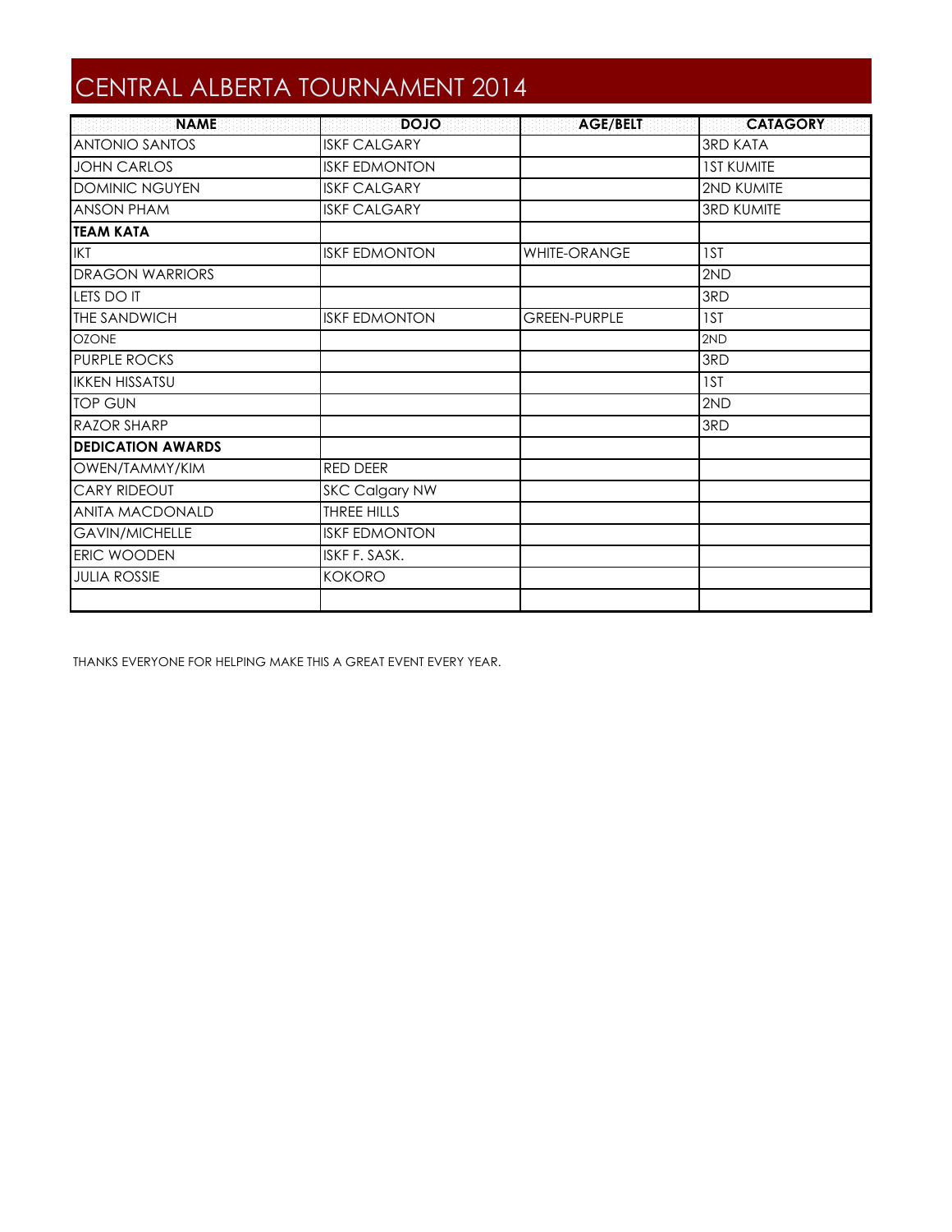# CENTRAL ALBERTA TOURNAMENT 2014

| NAME | DOJO | AGE/BELT | CATAGORY |
|---|---|---|---|
| ANTONIO SANTOS | ISKF CALGARY | | 3RD KATA |
| JOHN CARLOS | ISKF EDMONTON | | 1ST KUMITE |
| DOMINIC NGUYEN | ISKF CALGARY | | 2ND KUMITE |
| ANSON PHAM | ISKF CALGARY | | 3RD KUMITE |
| **TEAM KATA** | | | |
| IKT | ISKF EDMONTON | WHITE-ORANGE | 1ST |
| DRAGON WARRIORS | | | 2ND |
| LETS DO IT | | | 3RD |
| THE SANDWICH | ISKF EDMONTON | GREEN-PURPLE | 1ST |
| OZONE | | | 2ND |
| PURPLE ROCKS | | | 3RD |
| IKKEN HISSATSU | | | 1ST |
| TOP GUN | | | 2ND |
| RAZOR SHARP | | | 3RD |
| **DEDICATION AWARDS** | | | |
| OWEN/TAMMY/KIM | RED DEER | | |
| CARY RIDEOUT | SKC Calgary NW | | |
| ANITA MACDONALD | THREE HILLS | | |
| GAVIN/MICHELLE | ISKF EDMONTON | | |
| ERIC WOODEN | ISKF F. SASK. | | |
| JULIA ROSSIE | KOKORO | | |
| | | | |

THANKS EVERYONE FOR HELPING MAKE THIS A GREAT EVENT EVERY YEAR.